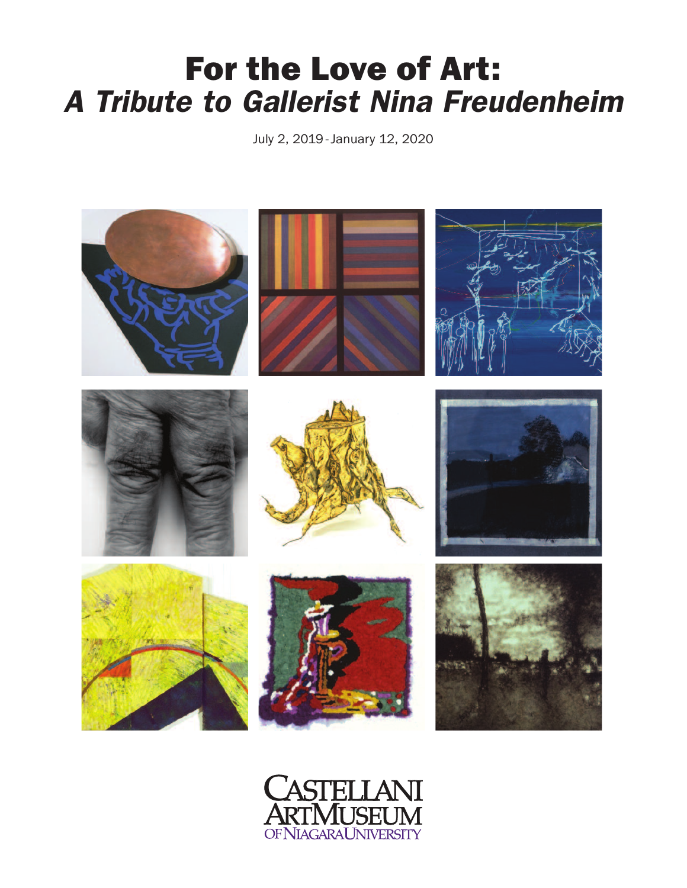# For the Love of Art:
# *A Tribute to Gallerist Nina Freudenheim*

July 2, 2019 - January 12, 2020

CASTELLANI ART MUSEUM OF NIAGARA UNIVERSITY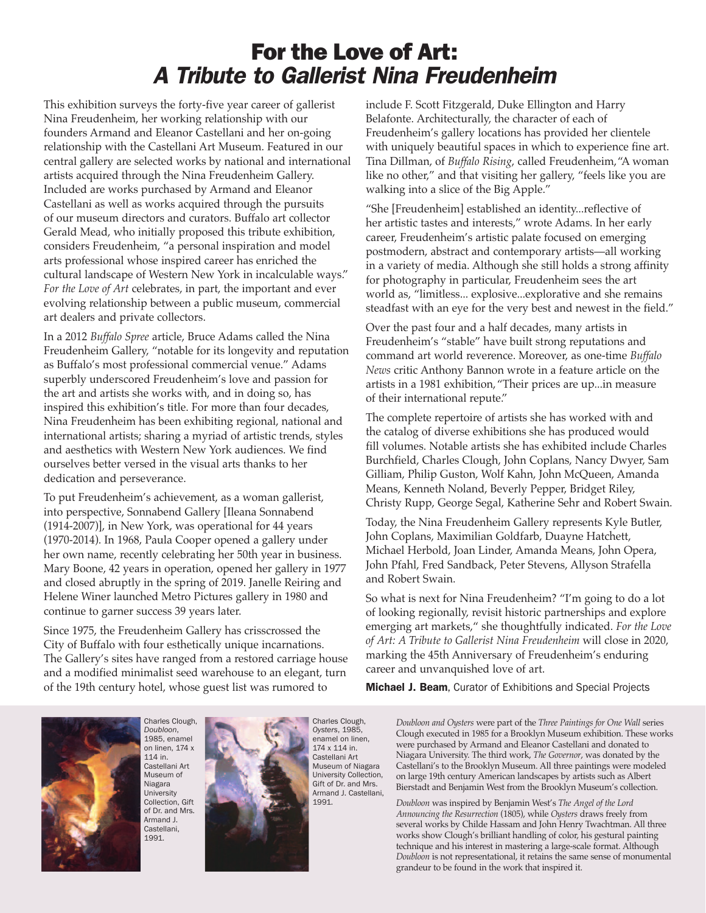# For the Love of Art: *A Tribute to Gallerist Nina Freudenheim*

This exhibition surveys the forty-five year career of gallerist Nina Freudenheim, her working relationship with our founders Armand and Eleanor Castellani and her on-going relationship with the Castellani Art Museum. Featured in our central gallery are selected works by national and international artists acquired through the Nina Freudenheim Gallery. Included are works purchased by Armand and Eleanor Castellani as well as works acquired through the pursuits of our museum directors and curators. Buffalo art collector Gerald Mead, who initially proposed this tribute exhibition, considers Freudenheim, "a personal inspiration and model arts professional whose inspired career has enriched the cultural landscape of Western New York in incalculable ways." *For the Love of Art* celebrates, in part, the important and ever evolving relationship between a public museum, commercial art dealers and private collectors.

In a 2012 *Buffalo Spree* article, Bruce Adams called the Nina Freudenheim Gallery, "notable for its longevity and reputation as Buffalo's most professional commercial venue." Adams superbly underscored Freudenheim's love and passion for the art and artists she works with, and in doing so, has inspired this exhibition's title. For more than four decades, Nina Freudenheim has been exhibiting regional, national and international artists; sharing a myriad of artistic trends, styles and aesthetics with Western New York audiences. We find ourselves better versed in the visual arts thanks to her dedication and perseverance.

To put Freudenheim's achievement, as a woman gallerist, into perspective, Sonnabend Gallery [Ileana Sonnabend (1914-2007)], in New York, was operational for 44 years (1970-2014). In 1968, Paula Cooper opened a gallery under her own name, recently celebrating her 50th year in business. Mary Boone, 42 years in operation, opened her gallery in 1977 and closed abruptly in the spring of 2019. Janelle Reiring and Helene Winer launched Metro Pictures gallery in 1980 and continue to garner success 39 years later.

Since 1975, the Freudenheim Gallery has crisscrossed the City of Buffalo with four esthetically unique incarnations. The Gallery's sites have ranged from a restored carriage house and a modified minimalist seed warehouse to an elegant, turn of the 19th century hotel, whose guest list was rumored to include F. Scott Fitzgerald, Duke Ellington and Harry Belafonte. Architecturally, the character of each of Freudenheim's gallery locations has provided her clientele with uniquely beautiful spaces in which to experience fine art. Tina Dillman, of *Buffalo Rising*, called Freudenheim, "A woman like no other," and that visiting her gallery, "feels like you are walking into a slice of the Big Apple."

"She [Freudenheim] established an identity...reflective of her artistic tastes and interests," wrote Adams. In her early career, Freudenheim's artistic palate focused on emerging postmodern, abstract and contemporary artists—all working in a variety of media. Although she still holds a strong affinity for photography in particular, Freudenheim sees the art world as, "limitless... explosive...explorative and she remains steadfast with an eye for the very best and newest in the field."

Over the past four and a half decades, many artists in Freudenheim's "stable" have built strong reputations and command art world reverence. Moreover, as one-time *Buffalo News* critic Anthony Bannon wrote in a feature article on the artists in a 1981 exhibition, "Their prices are up...in measure of their international repute."

The complete repertoire of artists she has worked with and the catalog of diverse exhibitions she has produced would fill volumes. Notable artists she has exhibited include Charles Burchfield, Charles Clough, John Coplans, Nancy Dwyer, Sam Gilliam, Philip Guston, Wolf Kahn, John McQueen, Amanda Means, Kenneth Noland, Beverly Pepper, Bridget Riley, Christy Rupp, George Segal, Katherine Sehr and Robert Swain.

Today, the Nina Freudenheim Gallery represents Kyle Butler, John Coplans, Maximilian Goldfarb, Duayne Hatchett, Michael Herbold, Joan Linder, Amanda Means, John Opera, John Pfahl, Fred Sandback, Peter Stevens, Allyson Strafella and Robert Swain.

So what is next for Nina Freudenheim? "I'm going to do a lot of looking regionally, revisit historic partnerships and explore emerging art markets," she thoughtfully indicated. *For the Love of Art: A Tribute to Gallerist Nina Freudenheim* will close in 2020, marking the 45th Anniversary of Freudenheim's enduring career and unvanquished love of art.

**Michael J. Beam**, Curator of Exhibitions and Special Projects

Charles Clough, *Doubloon*, 1985, enamel on linen, 174 x 114 in. Castellani Art Museum of Niagara University Collection, Gift of Dr. and Mrs. Armand J. Castellani, 1991.

Charles Clough, *Oysters*, 1985, enamel on linen, 174 x 114 in. Castellani Art Museum of Niagara University Collection, Gift of Dr. and Mrs. Armand J. Castellani, 1991.

*Doubloon and Oysters* were part of the *Three Paintings for One Wall* series Clough executed in 1985 for a Brooklyn Museum exhibition. These works were purchased by Armand and Eleanor Castellani and donated to Niagara University. The third work, *The Governor*, was donated by the Castellani's to the Brooklyn Museum. All three paintings were modeled on large 19th century American landscapes by artists such as Albert Bierstadt and Benjamin West from the Brooklyn Museum's collection.

*Doubloon* was inspired by Benjamin West's *The Angel of the Lord Announcing the Resurrection* (1805), while *Oysters* draws freely from several works by Childe Hassam and John Henry Twachtman. All three works show Clough's brilliant handling of color, his gestural painting technique and his interest in mastering a large-scale format. Although *Doubloon* is not representational, it retains the same sense of monumental grandeur to be found in the work that inspired it.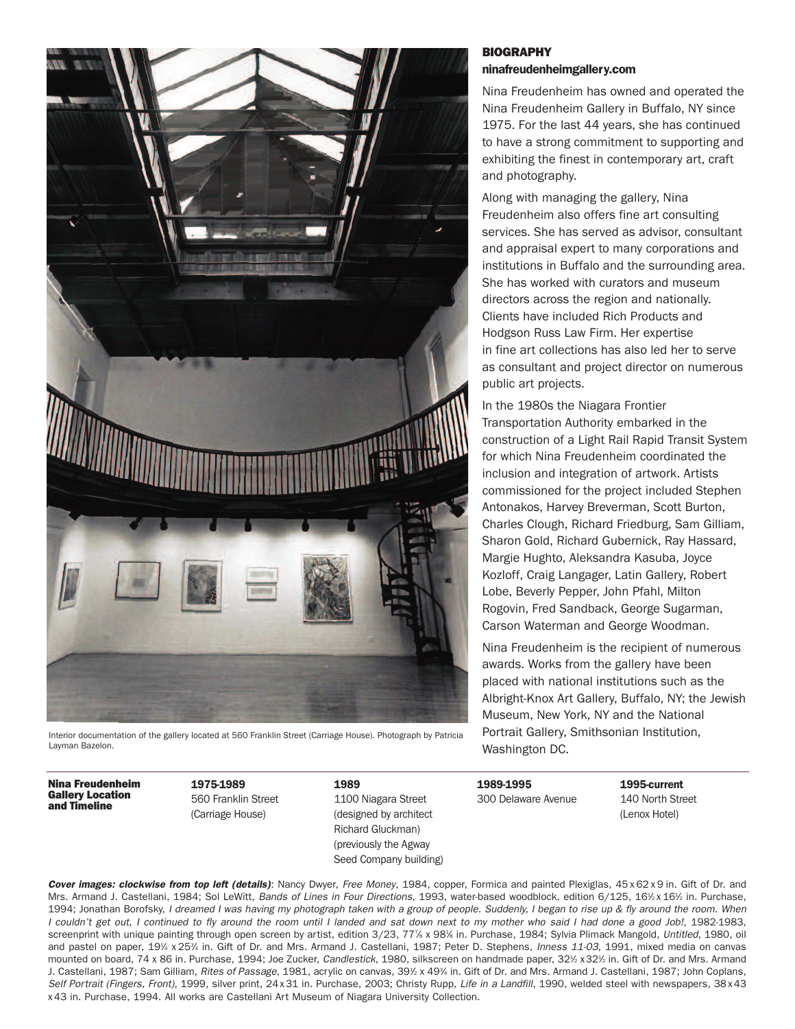Interior documentation of the gallery located at 560 Franklin Street (Carriage House). Photograph by Patricia Layman Bazelon.

## BIOGRAPHY

**ninafreudenheimgallery.com**

Nina Freudenheim has owned and operated the Nina Freudenheim Gallery in Buffalo, NY since 1975. For the last 44 years, she has continued to have a strong commitment to supporting and exhibiting the finest in contemporary art, craft and photography.

Along with managing the gallery, Nina Freudenheim also offers fine art consulting services. She has served as advisor, consultant and appraisal expert to many corporations and institutions in Buffalo and the surrounding area. She has worked with curators and museum directors across the region and nationally. Clients have included Rich Products and Hodgson Russ Law Firm. Her expertise in fine art collections has also led her to serve as consultant and project director on numerous public art projects.

In the 1980s the Niagara Frontier Transportation Authority embarked in the construction of a Light Rail Rapid Transit System for which Nina Freudenheim coordinated the inclusion and integration of artwork. Artists commissioned for the project included Stephen Antonakos, Harvey Breverman, Scott Burton, Charles Clough, Richard Friedburg, Sam Gilliam, Sharon Gold, Richard Gubernick, Ray Hassard, Margie Hughto, Aleksandra Kasuba, Joyce Kozloff, Craig Langager, Latin Gallery, Robert Lobe, Beverly Pepper, John Pfahl, Milton Rogovin, Fred Sandback, George Sugarman, Carson Waterman and George Woodman.

Nina Freudenheim is the recipient of numerous awards. Works from the gallery have been placed with national institutions such as the Albright-Knox Art Gallery, Buffalo, NY; the Jewish Museum, New York, NY and the National Portrait Gallery, Smithsonian Institution, Washington DC.

**Nina Freudenheim Gallery Location and Timeline**

**1975-1989**
560 Franklin Street (Carriage House)

**1989**
1100 Niagara Street (designed by architect Richard Gluckman) (previously the Agway Seed Company building)

**1989-1995**
300 Delaware Avenue

**1995-current**
140 North Street (Lenox Hotel)

***Cover images: clockwise from top left (details)***: Nancy Dwyer, *Free Money*, 1984, copper, Formica and painted Plexiglas, 45 x 62 x 9 in. Gift of Dr. and Mrs. Armand J. Castellani, 1984; Sol LeWitt, *Bands of Lines in Four Directions*, 1993, water-based woodblock, edition 6/125, 16½ x 16½ in. Purchase, 1994; Jonathan Borofsky, *I dreamed I was having my photograph taken with a group of people. Suddenly, I began to rise up & fly around the room. When I couldn't get out, I continued to fly around the room until I landed and sat down next to my mother who said I had done a good Job!*, 1982-1983, screenprint with unique painting through open screen by artist, edition 3/23, 77⅞ x 98⅜ in. Purchase, 1984; Sylvia Plimack Mangold, *Untitled*, 1980, oil and pastel on paper, 19¼ x 25¾ in. Gift of Dr. and Mrs. Armand J. Castellani, 1987; Peter D. Stephens, *Inness 11-03*, 1991, mixed media on canvas mounted on board, 74 x 86 in. Purchase, 1994; Joe Zucker, *Candlestick*, 1980, silkscreen on handmade paper, 32½ x 32½ in. Gift of Dr. and Mrs. Armand J. Castellani, 1987; Sam Gilliam, *Rites of Passage*, 1981, acrylic on canvas, 39½ x 49¾ in. Gift of Dr. and Mrs. Armand J. Castellani, 1987; John Coplans, *Self Portrait (Fingers, Front)*, 1999, silver print, 24 x 31 in. Purchase, 2003; Christy Rupp, *Life in a Landfill*, 1990, welded steel with newspapers, 38 x 43 x 43 in. Purchase, 1994. All works are Castellani Art Museum of Niagara University Collection.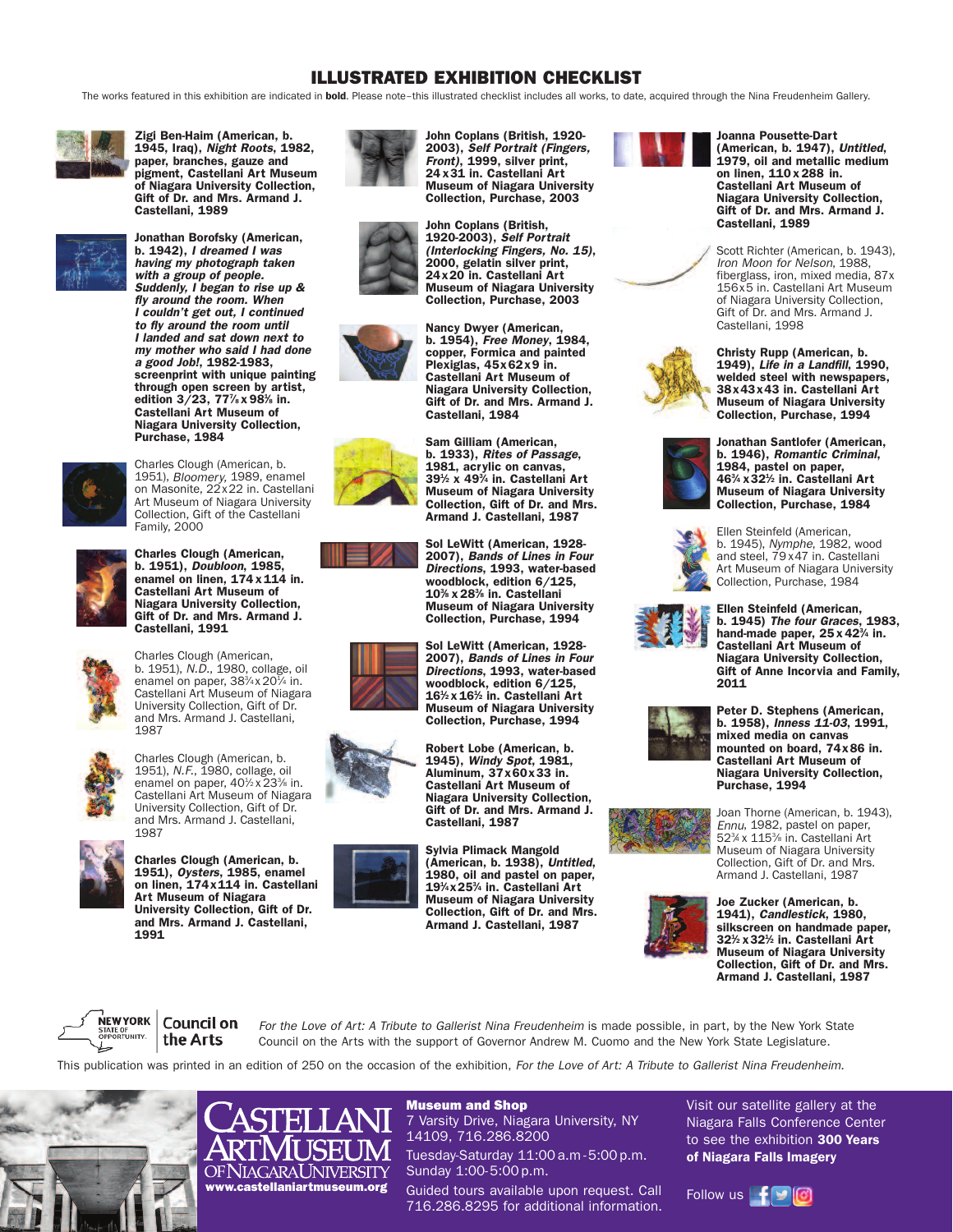# ILLUSTRATED EXHIBITION CHECKLIST

The works featured in this exhibition are indicated in **bold**. Please note–this illustrated checklist includes all works, to date, acquired through the Nina Freudenheim Gallery.

**Zigi Ben-Haim (American, b. 1945, Iraq), *Night Roots*, 1982, paper, branches, gauze and pigment, Castellani Art Museum of Niagara University Collection, Gift of Dr. and Mrs. Armand J. Castellani, 1989**

**Jonathan Borofsky (American, b. 1942), *I dreamed I was having my photograph taken with a group of people. Suddenly, I began to rise up & fly around the room. When I couldn't get out, I continued to fly around the room until I landed and sat down next to my mother who said I had done a good Job!*, 1982-1983, screenprint with unique painting through open screen by artist, edition 3/23, 77⅞ x 98⅜ in. Castellani Art Museum of Niagara University Collection, Purchase, 1984**

Charles Clough (American, b. 1951), *Bloomery*, 1989, enamel on Masonite, 22 x 22 in. Castellani Art Museum of Niagara University Collection, Gift of the Castellani Family, 2000

**Charles Clough (American, b. 1951), *Doubloon*, 1985, enamel on linen, 174 x 114 in. Castellani Art Museum of Niagara University Collection, Gift of Dr. and Mrs. Armand J. Castellani, 1991**

Charles Clough (American, b. 1951), *N.D.*, 1980, collage, oil enamel on paper, 38¾ x 20¼ in. Castellani Art Museum of Niagara University Collection, Gift of Dr. and Mrs. Armand J. Castellani, 1987

Charles Clough (American, b. 1951), *N.F.*, 1980, collage, oil enamel on paper, 40½ x 23⅝ in. Castellani Art Museum of Niagara University Collection, Gift of Dr. and Mrs. Armand J. Castellani, 1987

**Charles Clough (American, b. 1951), *Oysters*, 1985, enamel on linen, 174 x 114 in. Castellani Art Museum of Niagara University Collection, Gift of Dr. and Mrs. Armand J. Castellani, 1991**

**John Coplans (British, 1920-2003), *Self Portrait (Fingers, Front)*, 1999, silver print, 24 x 31 in. Castellani Art Museum of Niagara University Collection, Purchase, 2003**

**John Coplans (British, 1920-2003), *Self Portrait (Interlocking Fingers, No. 15)*, 2000, gelatin silver print, 24 x 20 in. Castellani Art Museum of Niagara University Collection, Purchase, 2003**

**Nancy Dwyer (American, b. 1954), *Free Money*, 1984, copper, Formica and painted Plexiglas, 45 x 62 x 9 in. Castellani Art Museum of Niagara University Collection, Gift of Dr. and Mrs. Armand J. Castellani, 1984**

**Sam Gilliam (American, b. 1933), *Rites of Passage*, 1981, acrylic on canvas, 39½ x 49¾ in. Castellani Art Museum of Niagara University Collection, Gift of Dr. and Mrs. Armand J. Castellani, 1987**

**Sol LeWitt (American, 1928-2007), *Bands of Lines in Four Directions*, 1993, water-based woodblock, edition 6/125, 10⅜ x 28⅜ in. Castellani Museum of Niagara University Collection, Purchase, 1994**

**Sol LeWitt (American, 1928-2007), *Bands of Lines in Four Directions*, 1993, water-based woodblock, edition 6/125, 16½ x 16½ in. Castellani Art Museum of Niagara University Collection, Purchase, 1994**

**Robert Lobe (American, b. 1945), *Windy Spot*, 1981, Aluminum, 37 x 60 x 33 in. Castellani Art Museum of Niagara University Collection, Gift of Dr. and Mrs. Armand J. Castellani, 1987**

**Sylvia Plimack Mangold (American, b. 1938), *Untitled*, 1980, oil and pastel on paper, 19¼ x 25¾ in. Castellani Art Museum of Niagara University Collection, Gift of Dr. and Mrs. Armand J. Castellani, 1987**

**Joanna Pousette-Dart (American, b. 1947), *Untitled*, 1979, oil and metallic medium on linen, 110 x 288 in. Castellani Art Museum of Niagara University Collection, Gift of Dr. and Mrs. Armand J. Castellani, 1989**

Scott Richter (American, b. 1943), *Iron Moon for Nelson*, 1988, fiberglass, iron, mixed media, 87 x 156 x 5 in. Castellani Art Museum of Niagara University Collection, Gift of Dr. and Mrs. Armand J. Castellani, 1998

**Christy Rupp (American, b. 1949), *Life in a Landfill*, 1990, welded steel with newspapers, 38 x 43 x 43 in. Castellani Art Museum of Niagara University Collection, Purchase, 1994**

**Jonathan Santlofer (American, b. 1946), *Romantic Criminal*, 1984, pastel on paper, 46¾ x 32½ in. Castellani Art Museum of Niagara University Collection, Purchase, 1984**

Ellen Steinfeld (American, b. 1945), *Nymphe*, 1982, wood and steel, 79 x 47 in. Castellani Art Museum of Niagara University Collection, Purchase, 1984

**Ellen Steinfeld (American, b. 1945) *The four Graces*, 1983, hand-made paper, 25 x 42¾ in. Castellani Art Museum of Niagara University Collection, Gift of Anne Incorvia and Family, 2011**

**Peter D. Stephens (American, b. 1958), *Inness 11-03*, 1991, mixed media on canvas mounted on board, 74 x 86 in. Castellani Art Museum of Niagara University Collection, Purchase, 1994**

Joan Thorne (American, b. 1943), *Ennu*, 1982, pastel on paper, 52¾ x 115⅝ in. Castellani Art Museum of Niagara University Collection, Gift of Dr. and Mrs. Armand J. Castellani, 1987

**Joe Zucker (American, b. 1941), *Candlestick*, 1980, silkscreen on handmade paper, 32½ x 32½ in. Castellani Art Museum of Niagara University Collection, Gift of Dr. and Mrs. Armand J. Castellani, 1987**

NEW YORK STATE OF OPPORTUNITY. Council on the Arts

*For the Love of Art: A Tribute to Gallerist Nina Freudenheim* is made possible, in part, by the New York State Council on the Arts with the support of Governor Andrew M. Cuomo and the New York State Legislature.

This publication was printed in an edition of 250 on the occasion of the exhibition, *For the Love of Art: A Tribute to Gallerist Nina Freudenheim*.

CASTELLANI ART MUSEUM OF NIAGARA UNIVERSITY
**www.castellaniartmuseum.org**

**Museum and Shop**
7 Varsity Drive, Niagara University, NY 14109, 716.286.8200
Tuesday-Saturday 11:00 a.m - 5:00 p.m.
Sunday 1:00-5:00 p.m.
Guided tours available upon request. Call 716.286.8295 for additional information.

Visit our satellite gallery at the Niagara Falls Conference Center to see the exhibition **300 Years of Niagara Falls Imagery**

Follow us